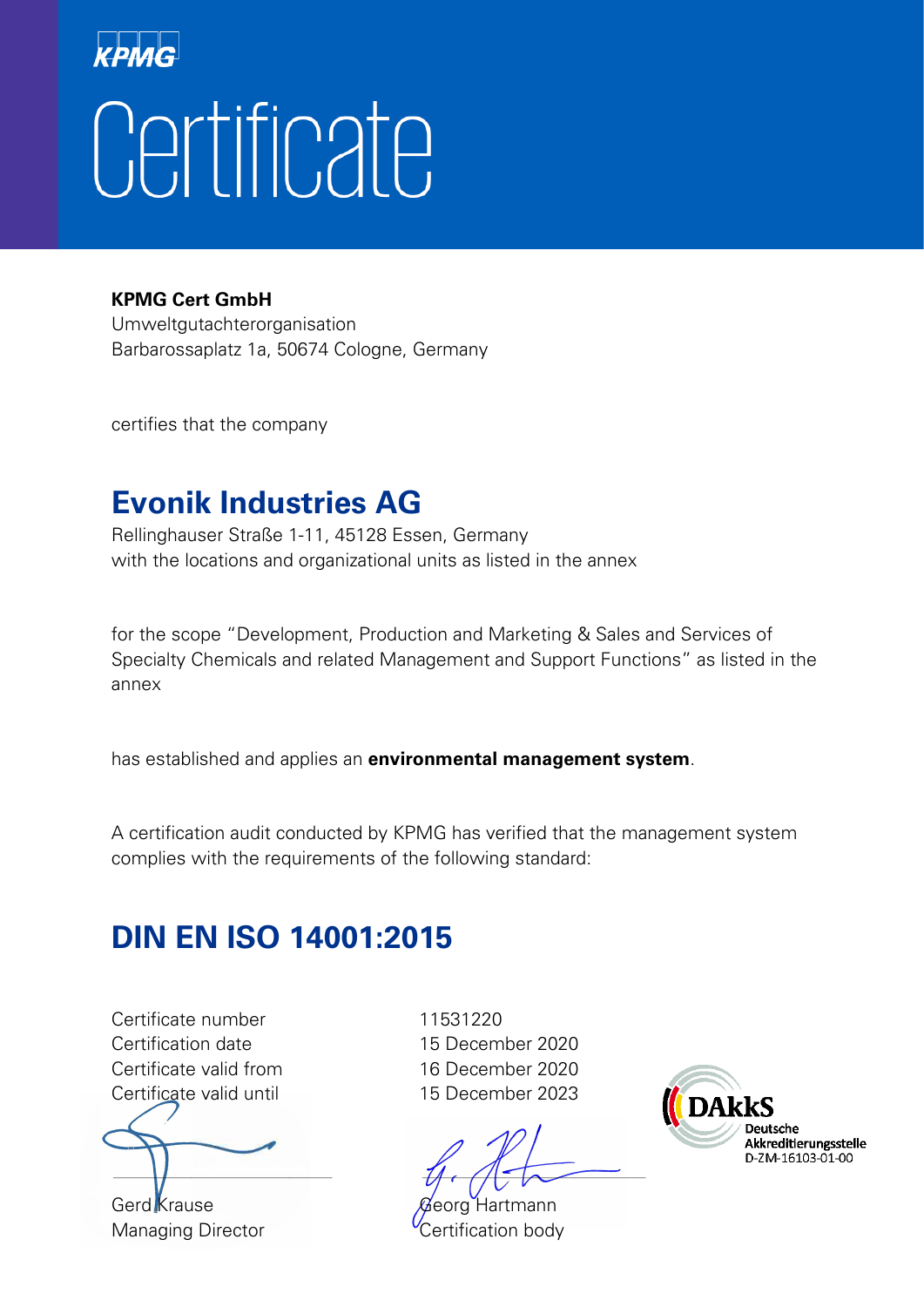KPMG

# Certificate

**KPMG Cert GmbH**
Umweltgutachterorganisation
Barbarossaplatz 1a, 50674 Cologne, Germany

certifies that the company

## Evonik Industries AG

Rellinghauser Straße 1-11, 45128 Essen, Germany
with the locations and organizational units as listed in the annex

for the scope "Development, Production and Marketing & Sales and Services of Specialty Chemicals and related Management and Support Functions" as listed in the annex

has established and applies an **environmental management system**.

A certification audit conducted by KPMG has verified that the management system complies with the requirements of the following standard:

## DIN EN ISO 14001:2015

| | |
|---|---|
| Certificate number | 11531220 |
| Certification date | 15 December 2020 |
| Certificate valid from | 16 December 2020 |
| Certificate valid until | 15 December 2023 |

Gerd Krause
Managing Director

Georg Hartmann
Certification body

DAkkS
Deutsche Akkreditierungsstelle
D-ZM-16103-01-00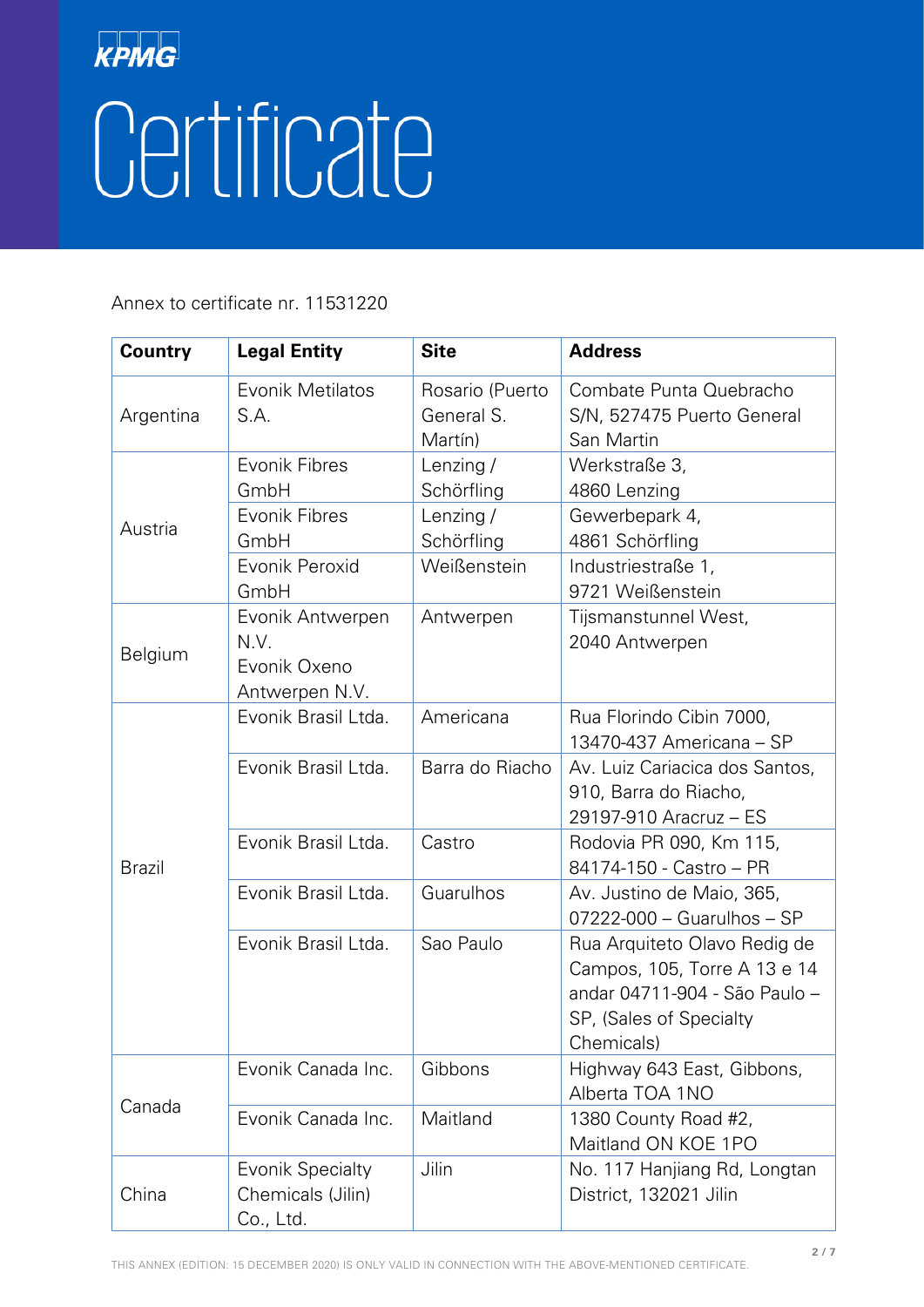KPMG

# Certificate

Annex to certificate nr. 11531220

| Country | Legal Entity | Site | Address |
|---|---|---|---|
| Argentina | Evonik Metilatos S.A. | Rosario (Puerto General S. Martín) | Combate Punta Quebracho S/N, 527475 Puerto General San Martin |
| Austria | Evonik Fibres GmbH | Lenzing / Schörfling | Werkstraße 3, 4860 Lenzing |
| | Evonik Fibres GmbH | Lenzing / Schörfling | Gewerbepark 4, 4861 Schörfling |
| | Evonik Peroxid GmbH | Weißenstein | Industriestraße 1, 9721 Weißenstein |
| Belgium | Evonik Antwerpen N.V. Evonik Oxeno Antwerpen N.V. | Antwerpen | Tijsmanstunnel West, 2040 Antwerpen |
| Brazil | Evonik Brasil Ltda. | Americana | Rua Florindo Cibin 7000, 13470-437 Americana – SP |
| | Evonik Brasil Ltda. | Barra do Riacho | Av. Luiz Cariacica dos Santos, 910, Barra do Riacho, 29197-910 Aracruz – ES |
| | Evonik Brasil Ltda. | Castro | Rodovia PR 090, Km 115, 84174-150 - Castro – PR |
| | Evonik Brasil Ltda. | Guarulhos | Av. Justino de Maio, 365, 07222-000 – Guarulhos – SP |
| | Evonik Brasil Ltda. | Sao Paulo | Rua Arquiteto Olavo Redig de Campos, 105, Torre A 13 e 14 andar 04711-904 - São Paulo – SP, (Sales of Specialty Chemicals) |
| Canada | Evonik Canada Inc. | Gibbons | Highway 643 East, Gibbons, Alberta TOA 1NO |
| | Evonik Canada Inc. | Maitland | 1380 County Road #2, Maitland ON KOE 1PO |
| China | Evonik Specialty Chemicals (Jilin) Co., Ltd. | Jilin | No. 117 Hanjiang Rd, Longtan District, 132021 Jilin |

THIS ANNEX (EDITION: 15 DECEMBER 2020) IS ONLY VALID IN CONNECTION WITH THE ABOVE-MENTIONED CERTIFICATE.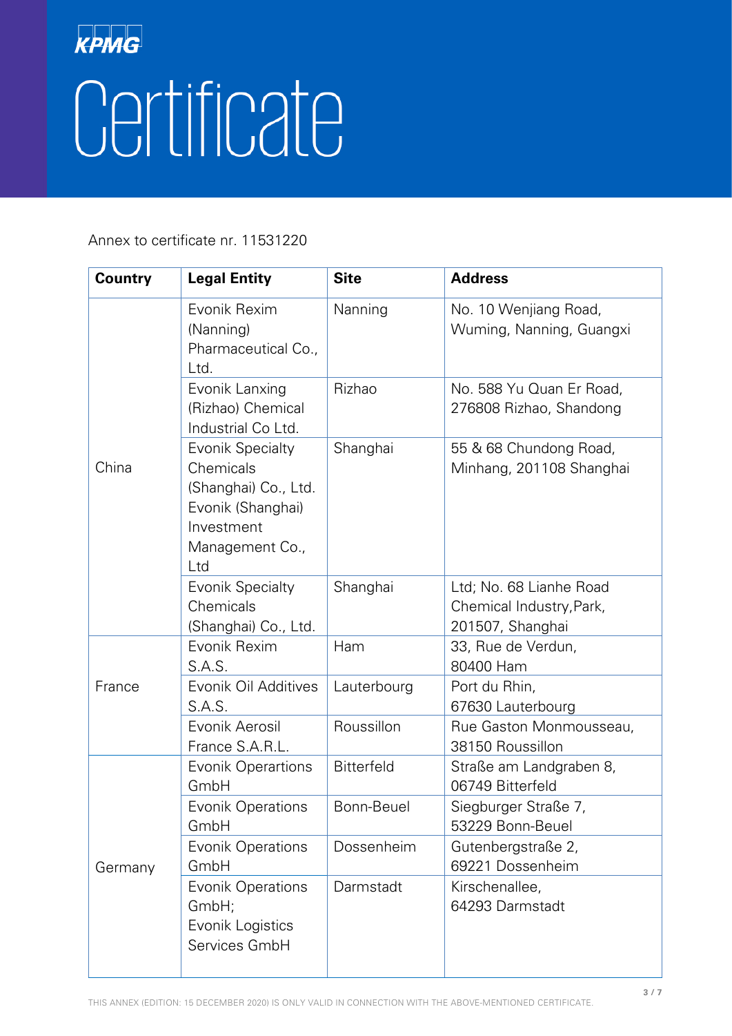KPMG

# Certificate

Annex to certificate nr. 11531220

| Country | Legal Entity | Site | Address |
|---|---|---|---|
| China | Evonik Rexim (Nanning) Pharmaceutical Co., Ltd. | Nanning | No. 10 Wenjiang Road, Wuming, Nanning, Guangxi |
| | Evonik Lanxing (Rizhao) Chemical Industrial Co Ltd. | Rizhao | No. 588 Yu Quan Er Road, 276808 Rizhao, Shandong |
| | Evonik Specialty Chemicals (Shanghai) Co., Ltd. Evonik (Shanghai) Investment Management Co., Ltd | Shanghai | 55 & 68 Chundong Road, Minhang, 201108 Shanghai |
| | Evonik Specialty Chemicals (Shanghai) Co., Ltd. | Shanghai | Ltd; No. 68 Lianhe Road Chemical Industry,Park, 201507, Shanghai |
| France | Evonik Rexim S.A.S. | Ham | 33, Rue de Verdun, 80400 Ham |
| | Evonik Oil Additives S.A.S. | Lauterbourg | Port du Rhin, 67630 Lauterbourg |
| | Evonik Aerosil France S.A.R.L. | Roussillon | Rue Gaston Monmousseau, 38150 Roussillon |
| Germany | Evonik Operartions GmbH | Bitterfeld | Straße am Landgraben 8, 06749 Bitterfeld |
| | Evonik Operations GmbH | Bonn-Beuel | Siegburger Straße 7, 53229 Bonn-Beuel |
| | Evonik Operations GmbH | Dossenheim | Gutenbergstraße 2, 69221 Dossenheim |
| | Evonik Operations GmbH; Evonik Logistics Services GmbH | Darmstadt | Kirschenallee, 64293 Darmstadt |

THIS ANNEX (EDITION: 15 DECEMBER 2020) IS ONLY VALID IN CONNECTION WITH THE ABOVE-MENTIONED CERTIFICATE.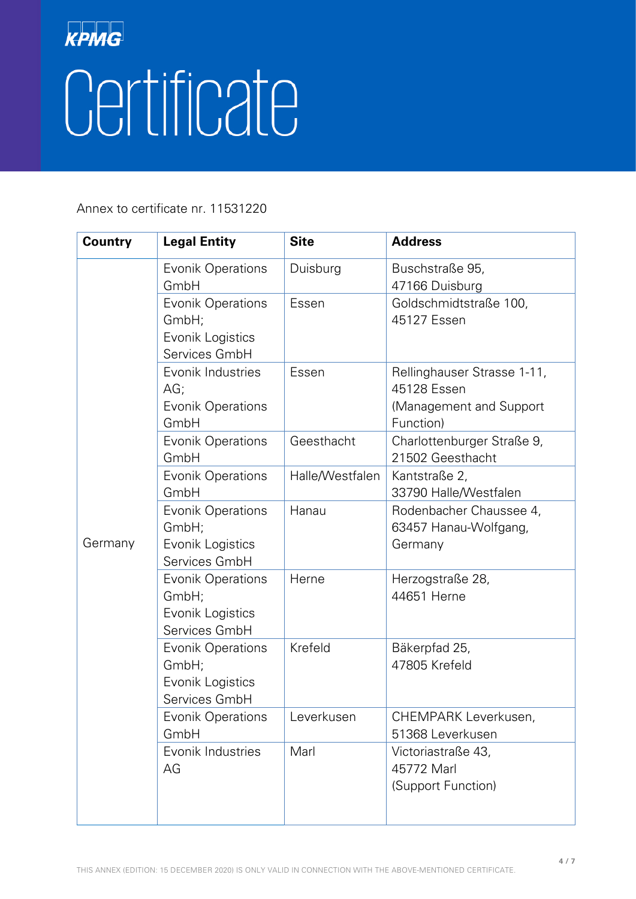KPMG

# Certificate

Annex to certificate nr. 11531220

| Country | Legal Entity | Site | Address |
|---|---|---|---|
| Germany | Evonik Operations GmbH | Duisburg | Buschstraße 95, 47166 Duisburg |
| | Evonik Operations GmbH; Evonik Logistics Services GmbH | Essen | Goldschmidtstraße 100, 45127 Essen |
| | Evonik Industries AG; Evonik Operations GmbH | Essen | Rellinghauser Strasse 1-11, 45128 Essen (Management and Support Function) |
| | Evonik Operations GmbH | Geesthacht | Charlottenburger Straße 9, 21502 Geesthacht |
| | Evonik Operations GmbH | Halle/Westfalen | Kantstraße 2, 33790 Halle/Westfalen |
| | Evonik Operations GmbH; Evonik Logistics Services GmbH | Hanau | Rodenbacher Chaussee 4, 63457 Hanau-Wolfgang, Germany |
| | Evonik Operations GmbH; Evonik Logistics Services GmbH | Herne | Herzogstraße 28, 44651 Herne |
| | Evonik Operations GmbH; Evonik Logistics Services GmbH | Krefeld | Bäkerpfad 25, 47805 Krefeld |
| | Evonik Operations GmbH | Leverkusen | CHEMPARK Leverkusen, 51368 Leverkusen |
| | Evonik Industries AG | Marl | Victoriastraße 43, 45772 Marl (Support Function) |

THIS ANNEX (EDITION: 15 DECEMBER 2020) IS ONLY VALID IN CONNECTION WITH THE ABOVE-MENTIONED CERTIFICATE.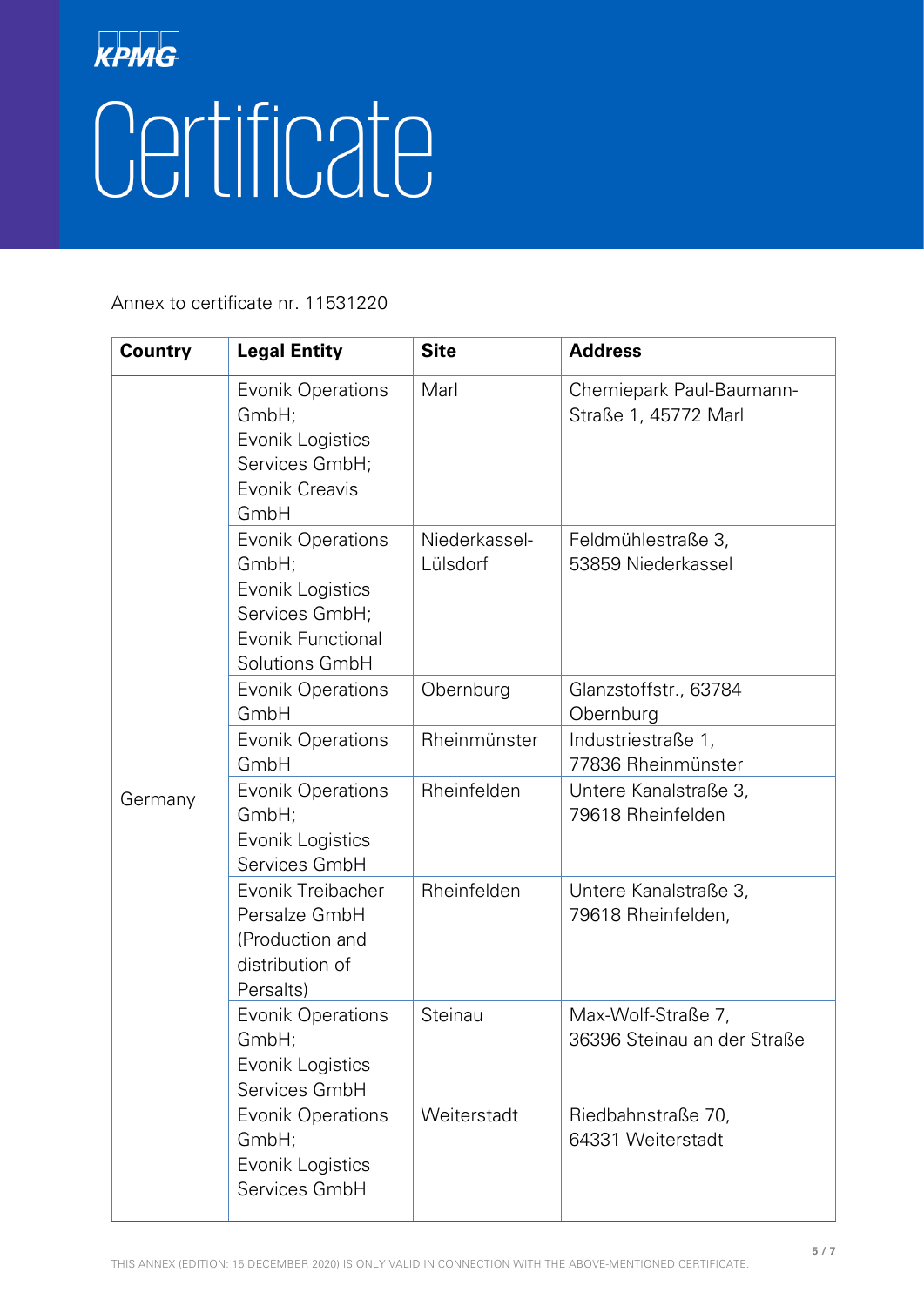# Certificate

Annex to certificate nr. 11531220

| Country | Legal Entity | Site | Address |
|---|---|---|---|
| Germany | Evonik Operations GmbH; Evonik Logistics Services GmbH; Evonik Creavis GmbH | Marl | Chemiepark Paul-Baumann-Straße 1, 45772 Marl |
| | Evonik Operations GmbH; Evonik Logistics Services GmbH; Evonik Functional Solutions GmbH | Niederkassel-Lülsdorf | Feldmühlestraße 3, 53859 Niederkassel |
| | Evonik Operations GmbH | Obernburg | Glanzstoffstr., 63784 Obernburg |
| | Evonik Operations GmbH | Rheinmünster | Industriestraße 1, 77836 Rheinmünster |
| | Evonik Operations GmbH; Evonik Logistics Services GmbH | Rheinfelden | Untere Kanalstraße 3, 79618 Rheinfelden |
| | Evonik Treibacher Persalze GmbH (Production and distribution of Persalts) | Rheinfelden | Untere Kanalstraße 3, 79618 Rheinfelden, |
| | Evonik Operations GmbH; Evonik Logistics Services GmbH | Steinau | Max-Wolf-Straße 7, 36396 Steinau an der Straße |
| | Evonik Operations GmbH; Evonik Logistics Services GmbH | Weiterstadt | Riedbahnstraße 70, 64331 Weiterstadt |

THIS ANNEX (EDITION: 15 DECEMBER 2020) IS ONLY VALID IN CONNECTION WITH THE ABOVE-MENTIONED CERTIFICATE.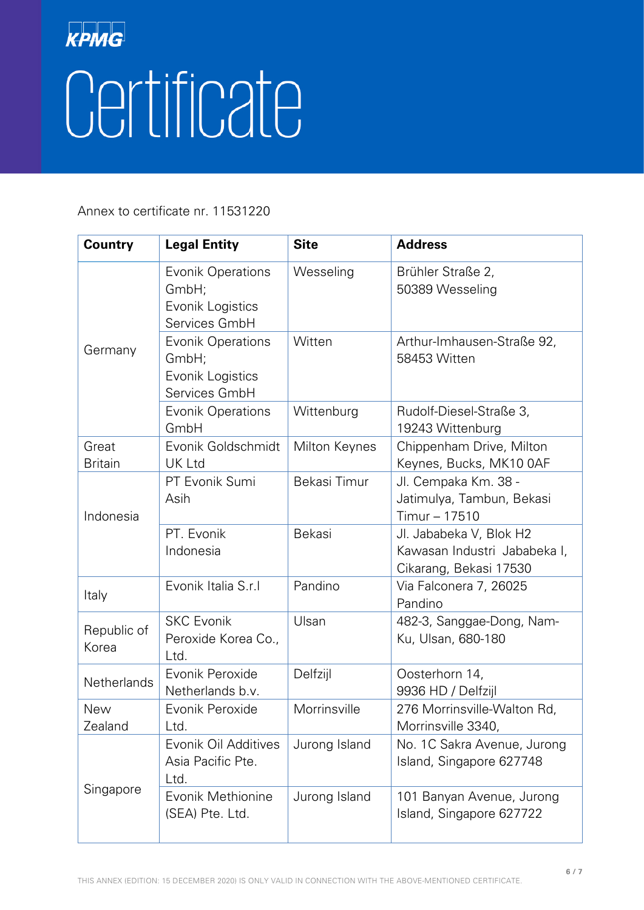KPMG

# Certificate

Annex to certificate nr. 11531220

| Country | Legal Entity | Site | Address |
|---|---|---|---|
| Germany | Evonik Operations GmbH; Evonik Logistics Services GmbH | Wesseling | Brühler Straße 2, 50389 Wesseling |
| | Evonik Operations GmbH; Evonik Logistics Services GmbH | Witten | Arthur-Imhausen-Straße 92, 58453 Witten |
| | Evonik Operations GmbH | Wittenburg | Rudolf-Diesel-Straße 3, 19243 Wittenburg |
| Great Britain | Evonik Goldschmidt UK Ltd | Milton Keynes | Chippenham Drive, Milton Keynes, Bucks, MK10 0AF |
| Indonesia | PT Evonik Sumi Asih | Bekasi Timur | Jl. Cempaka Km. 38 - Jatimulya, Tambun, Bekasi Timur – 17510 |
| | PT. Evonik Indonesia | Bekasi | Jl. Jababeka V, Blok H2 Kawasan Industri Jababeka I, Cikarang, Bekasi 17530 |
| Italy | Evonik Italia S.r.l | Pandino | Via Falconera 7, 26025 Pandino |
| Republic of Korea | SKC Evonik Peroxide Korea Co., Ltd. | Ulsan | 482-3, Sanggae-Dong, Nam-Ku, Ulsan, 680-180 |
| Netherlands | Evonik Peroxide Netherlands b.v. | Delfzijl | Oosterhorn 14, 9936 HD / Delfzijl |
| New Zealand | Evonik Peroxide Ltd. | Morrinsville | 276 Morrinsville-Walton Rd, Morrinsville 3340, |
| Singapore | Evonik Oil Additives Asia Pacific Pte. Ltd. | Jurong Island | No. 1C Sakra Avenue, Jurong Island, Singapore 627748 |
| | Evonik Methionine (SEA) Pte. Ltd. | Jurong Island | 101 Banyan Avenue, Jurong Island, Singapore 627722 |

THIS ANNEX (EDITION: 15 DECEMBER 2020) IS ONLY VALID IN CONNECTION WITH THE ABOVE-MENTIONED CERTIFICATE.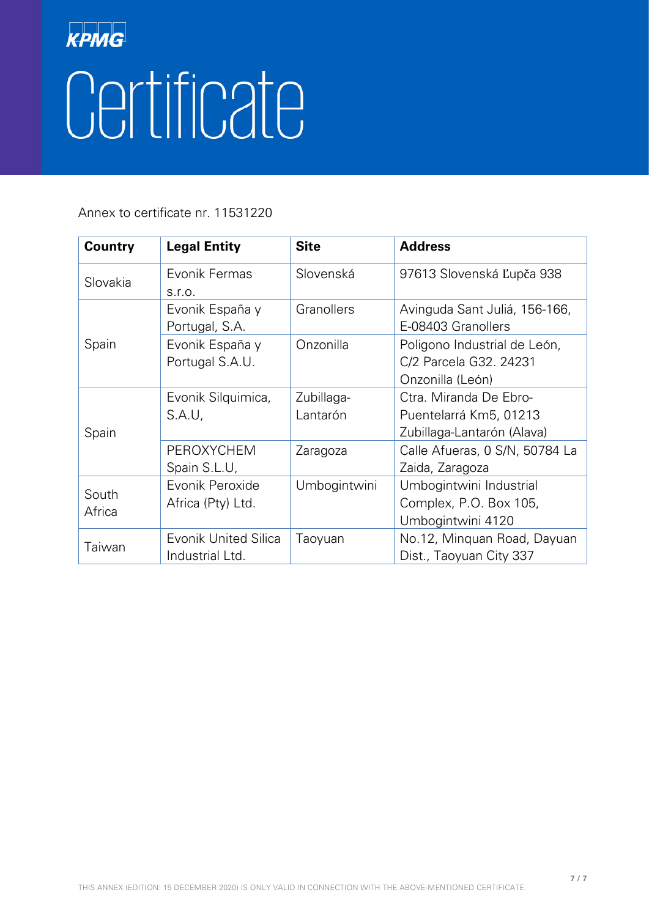KPMG

# Certificate

Annex to certificate nr. 11531220

| Country | Legal Entity | Site | Address |
|---|---|---|---|
| Slovakia | Evonik Fermas s.r.o. | Slovenská | 97613 Slovenská Ľupča 938 |
| Spain | Evonik España y Portugal, S.A. | Granollers | Avinguda Sant Juliá, 156-166, E-08403 Granollers |
| | Evonik España y Portugal S.A.U. | Onzonilla | Poligono Industrial de León, C/2 Parcela G32. 24231 Onzonilla (León) |
| Spain | Evonik Silquimica, S.A.U, | Zubillaga-Lantarón | Ctra. Miranda De Ebro-Puentelarrá Km5, 01213 Zubillaga-Lantarón (Alava) |
| | PEROXYCHEM Spain S.L.U, | Zaragoza | Calle Afueras, 0 S/N, 50784 La Zaida, Zaragoza |
| South Africa | Evonik Peroxide Africa (Pty) Ltd. | Umbogintwini | Umbogintwini Industrial Complex, P.O. Box 105, Umbogintwini 4120 |
| Taiwan | Evonik United Silica Industrial Ltd. | Taoyuan | No.12, Minquan Road, Dayuan Dist., Taoyuan City 337 |

THIS ANNEX (EDITION: 15 DECEMBER 2020) IS ONLY VALID IN CONNECTION WITH THE ABOVE-MENTIONED CERTIFICATE.